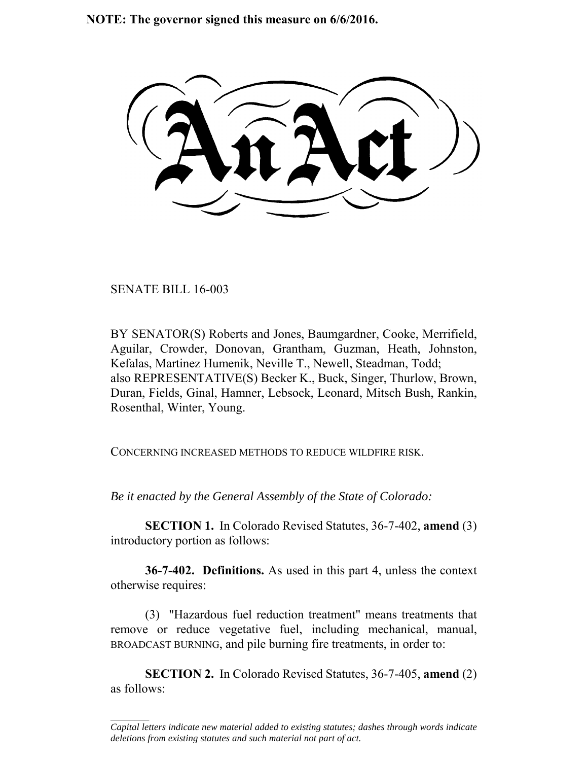**NOTE: The governor signed this measure on 6/6/2016.**

# An Act

SENATE BILL 16-003

BY SENATOR(S) Roberts and Jones, Baumgardner, Cooke, Merrifield, Aguilar, Crowder, Donovan, Grantham, Guzman, Heath, Johnston, Kefalas, Martinez Humenik, Neville T., Newell, Steadman, Todd; also REPRESENTATIVE(S) Becker K., Buck, Singer, Thurlow, Brown, Duran, Fields, Ginal, Hamner, Lebsock, Leonard, Mitsch Bush, Rankin, Rosenthal, Winter, Young.

CONCERNING INCREASED METHODS TO REDUCE WILDFIRE RISK.

*Be it enacted by the General Assembly of the State of Colorado:*

**SECTION 1.** In Colorado Revised Statutes, 36-7-402, **amend** (3) introductory portion as follows:

**36-7-402. Definitions.** As used in this part 4, unless the context otherwise requires:

(3) "Hazardous fuel reduction treatment" means treatments that remove or reduce vegetative fuel, including mechanical, manual, BROADCAST BURNING, and pile burning fire treatments, in order to:

**SECTION 2.** In Colorado Revised Statutes, 36-7-405, **amend** (2) as follows:

*Capital letters indicate new material added to existing statutes; dashes through words indicate deletions from existing statutes and such material not part of act.*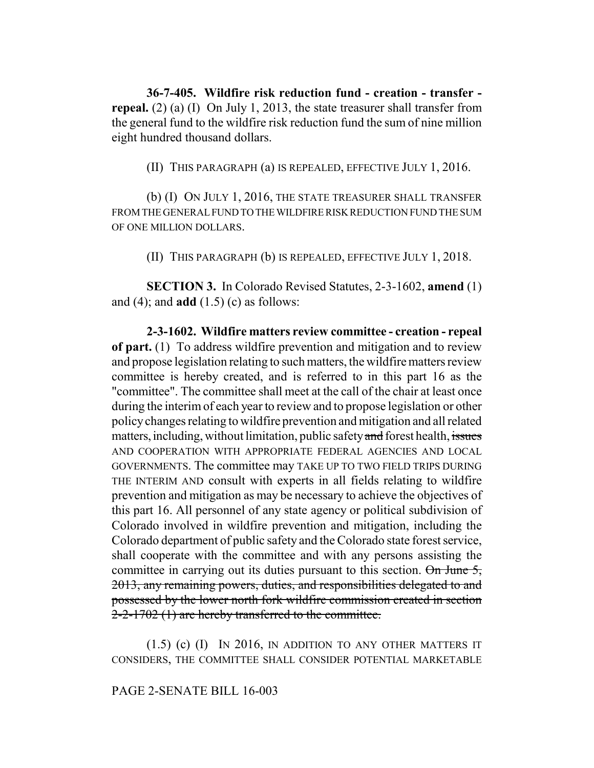**36-7-405. Wildfire risk reduction fund - creation - transfer - repeal.** (2) (a) (I) On July 1, 2013, the state treasurer shall transfer from the general fund to the wildfire risk reduction fund the sum of nine million eight hundred thousand dollars.

(II) THIS PARAGRAPH (a) IS REPEALED, EFFECTIVE JULY 1, 2016.

(b) (I) ON JULY 1, 2016, THE STATE TREASURER SHALL TRANSFER FROM THE GENERAL FUND TO THE WILDFIRE RISK REDUCTION FUND THE SUM OF ONE MILLION DOLLARS.

(II) THIS PARAGRAPH (b) IS REPEALED, EFFECTIVE JULY 1, 2018.

**SECTION 3.** In Colorado Revised Statutes, 2-3-1602, **amend** (1) and (4); and **add** (1.5) (c) as follows:

**2-3-1602. Wildfire matters review committee - creation - repeal of part.** (1) To address wildfire prevention and mitigation and to review and propose legislation relating to such matters, the wildfire matters review committee is hereby created, and is referred to in this part 16 as the "committee". The committee shall meet at the call of the chair at least once during the interim of each year to review and to propose legislation or other policy changes relating to wildfire prevention and mitigation and all related matters, including, without limitation, public safety ~~and~~ forest health, ~~issues~~ AND COOPERATION WITH APPROPRIATE FEDERAL AGENCIES AND LOCAL GOVERNMENTS. The committee may TAKE UP TO TWO FIELD TRIPS DURING THE INTERIM AND consult with experts in all fields relating to wildfire prevention and mitigation as may be necessary to achieve the objectives of this part 16. All personnel of any state agency or political subdivision of Colorado involved in wildfire prevention and mitigation, including the Colorado department of public safety and the Colorado state forest service, shall cooperate with the committee and with any persons assisting the committee in carrying out its duties pursuant to this section. ~~On June 5, 2013, any remaining powers, duties, and responsibilities delegated to and possessed by the lower north fork wildfire commission created in section 2-2-1702 (1) are hereby transferred to the committee.~~

(1.5) (c) (I) IN 2016, IN ADDITION TO ANY OTHER MATTERS IT CONSIDERS, THE COMMITTEE SHALL CONSIDER POTENTIAL MARKETABLE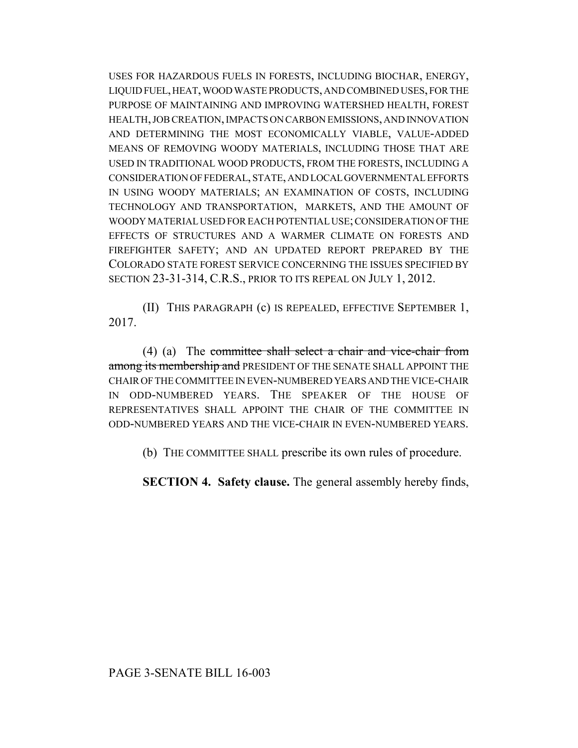USES FOR HAZARDOUS FUELS IN FORESTS, INCLUDING BIOCHAR, ENERGY, LIQUID FUEL, HEAT, WOOD WASTE PRODUCTS, AND COMBINED USES, FOR THE PURPOSE OF MAINTAINING AND IMPROVING WATERSHED HEALTH, FOREST HEALTH, JOB CREATION, IMPACTS ON CARBON EMISSIONS, AND INNOVATION AND DETERMINING THE MOST ECONOMICALLY VIABLE, VALUE-ADDED MEANS OF REMOVING WOODY MATERIALS, INCLUDING THOSE THAT ARE USED IN TRADITIONAL WOOD PRODUCTS, FROM THE FORESTS, INCLUDING A CONSIDERATION OF FEDERAL, STATE, AND LOCAL GOVERNMENTAL EFFORTS IN USING WOODY MATERIALS; AN EXAMINATION OF COSTS, INCLUDING TECHNOLOGY AND TRANSPORTATION, MARKETS, AND THE AMOUNT OF WOODY MATERIAL USED FOR EACH POTENTIAL USE; CONSIDERATION OF THE EFFECTS OF STRUCTURES AND A WARMER CLIMATE ON FORESTS AND FIREFIGHTER SAFETY; AND AN UPDATED REPORT PREPARED BY THE COLORADO STATE FOREST SERVICE CONCERNING THE ISSUES SPECIFIED BY SECTION 23-31-314, C.R.S., PRIOR TO ITS REPEAL ON JULY 1, 2012.

(II) THIS PARAGRAPH (c) IS REPEALED, EFFECTIVE SEPTEMBER 1, 2017.

(4) (a) The ~~committee shall select a chair and vice-chair from among its membership and~~ PRESIDENT OF THE SENATE SHALL APPOINT THE CHAIR OF THE COMMITTEE IN EVEN-NUMBERED YEARS AND THE VICE-CHAIR IN ODD-NUMBERED YEARS. THE SPEAKER OF THE HOUSE OF REPRESENTATIVES SHALL APPOINT THE CHAIR OF THE COMMITTEE IN ODD-NUMBERED YEARS AND THE VICE-CHAIR IN EVEN-NUMBERED YEARS.

(b) THE COMMITTEE SHALL prescribe its own rules of procedure.

**SECTION 4. Safety clause.** The general assembly hereby finds,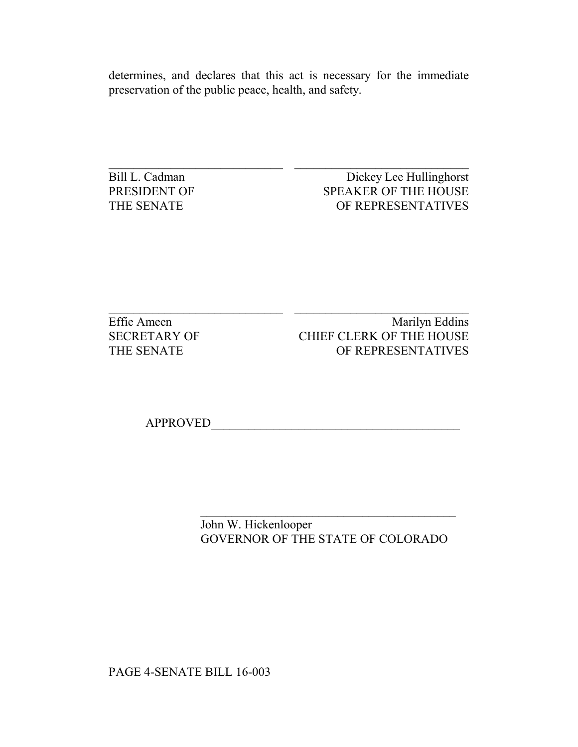determines, and declares that this act is necessary for the immediate preservation of the public peace, health, and safety.

____________________________
Bill L. Cadman
PRESIDENT OF
THE SENATE

____________________________
Dickey Lee Hullinghorst
SPEAKER OF THE HOUSE
OF REPRESENTATIVES

____________________________
Effie Ameen
SECRETARY OF
THE SENATE

____________________________
Marilyn Eddins
CHIEF CLERK OF THE HOUSE
OF REPRESENTATIVES

APPROVED________________________________________

____________________________________________
John W. Hickenlooper
GOVERNOR OF THE STATE OF COLORADO

PAGE 4-SENATE BILL 16-003